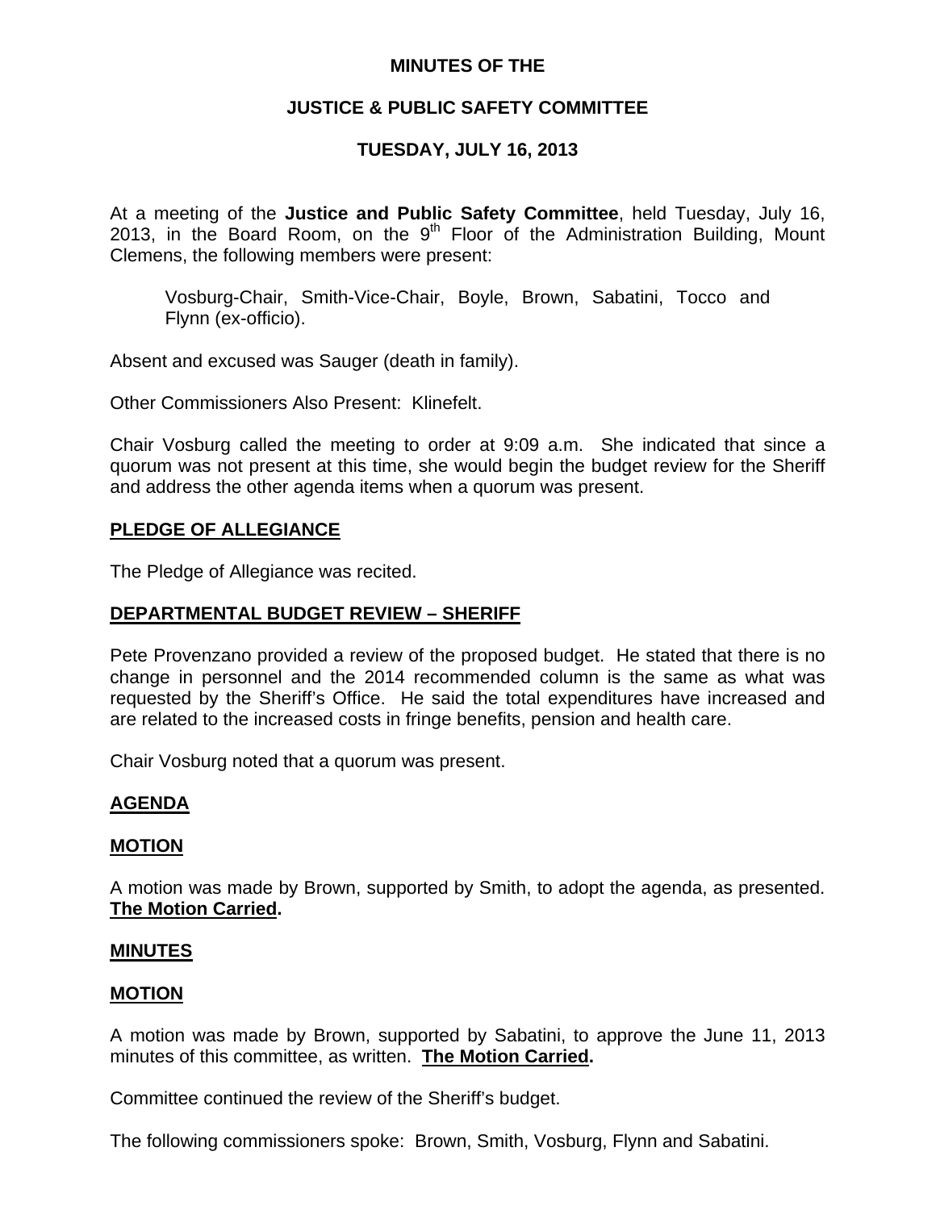# MINUTES OF THE

# JUSTICE & PUBLIC SAFETY COMMITTEE

# TUESDAY, JULY 16, 2013

At a meeting of the **Justice and Public Safety Committee**, held Tuesday, July 16, 2013, in the Board Room, on the 9th Floor of the Administration Building, Mount Clemens, the following members were present:

> Vosburg-Chair, Smith-Vice-Chair, Boyle, Brown, Sabatini, Tocco and Flynn (ex-officio).

Absent and excused was Sauger (death in family).

Other Commissioners Also Present: Klinefelt.

Chair Vosburg called the meeting to order at 9:09 a.m. She indicated that since a quorum was not present at this time, she would begin the budget review for the Sheriff and address the other agenda items when a quorum was present.

## PLEDGE OF ALLEGIANCE

The Pledge of Allegiance was recited.

## DEPARTMENTAL BUDGET REVIEW – SHERIFF

Pete Provenzano provided a review of the proposed budget. He stated that there is no change in personnel and the 2014 recommended column is the same as what was requested by the Sheriff's Office. He said the total expenditures have increased and are related to the increased costs in fringe benefits, pension and health care.

Chair Vosburg noted that a quorum was present.

## AGENDA

## MOTION

A motion was made by Brown, supported by Smith, to adopt the agenda, as presented. **The Motion Carried.**

## MINUTES

## MOTION

A motion was made by Brown, supported by Sabatini, to approve the June 11, 2013 minutes of this committee, as written. **The Motion Carried.**

Committee continued the review of the Sheriff's budget.

The following commissioners spoke: Brown, Smith, Vosburg, Flynn and Sabatini.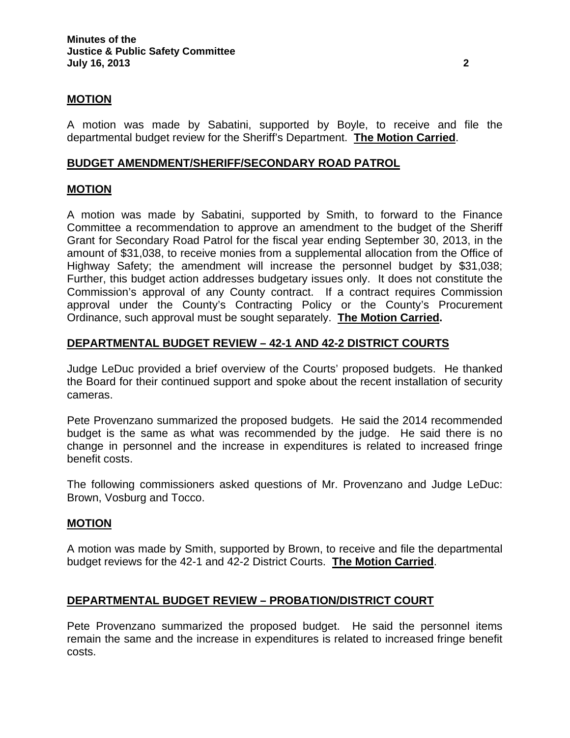## MOTION

A motion was made by Sabatini, supported by Boyle, to receive and file the departmental budget review for the Sheriff's Department. **The Motion Carried**.

## BUDGET AMENDMENT/SHERIFF/SECONDARY ROAD PATROL

## MOTION

A motion was made by Sabatini, supported by Smith, to forward to the Finance Committee a recommendation to approve an amendment to the budget of the Sheriff Grant for Secondary Road Patrol for the fiscal year ending September 30, 2013, in the amount of $31,038, to receive monies from a supplemental allocation from the Office of Highway Safety; the amendment will increase the personnel budget by $31,038; Further, this budget action addresses budgetary issues only. It does not constitute the Commission's approval of any County contract. If a contract requires Commission approval under the County's Contracting Policy or the County's Procurement Ordinance, such approval must be sought separately. **The Motion Carried.**

## DEPARTMENTAL BUDGET REVIEW – 42-1 AND 42-2 DISTRICT COURTS

Judge LeDuc provided a brief overview of the Courts' proposed budgets. He thanked the Board for their continued support and spoke about the recent installation of security cameras.

Pete Provenzano summarized the proposed budgets. He said the 2014 recommended budget is the same as what was recommended by the judge. He said there is no change in personnel and the increase in expenditures is related to increased fringe benefit costs.

The following commissioners asked questions of Mr. Provenzano and Judge LeDuc: Brown, Vosburg and Tocco.

## MOTION

A motion was made by Smith, supported by Brown, to receive and file the departmental budget reviews for the 42-1 and 42-2 District Courts. **The Motion Carried**.

## DEPARTMENTAL BUDGET REVIEW – PROBATION/DISTRICT COURT

Pete Provenzano summarized the proposed budget. He said the personnel items remain the same and the increase in expenditures is related to increased fringe benefit costs.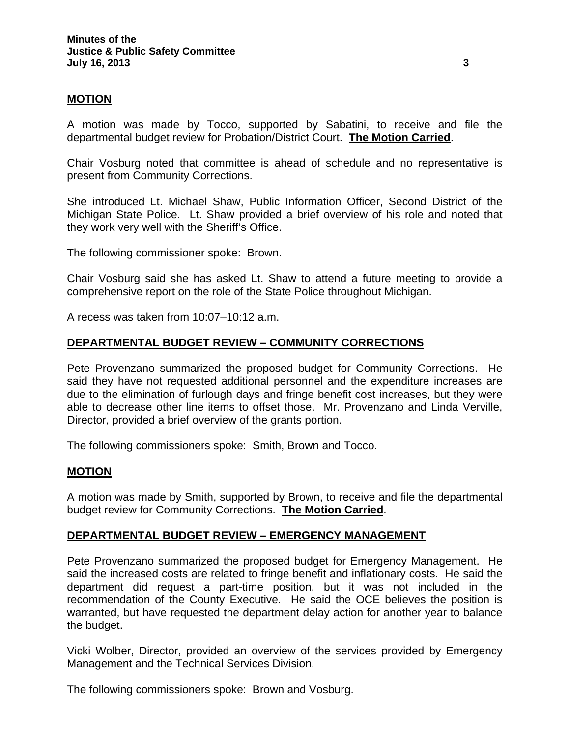**MOTION**

A motion was made by Tocco, supported by Sabatini, to receive and file the departmental budget review for Probation/District Court. **The Motion Carried**.

Chair Vosburg noted that committee is ahead of schedule and no representative is present from Community Corrections.

She introduced Lt. Michael Shaw, Public Information Officer, Second District of the Michigan State Police. Lt. Shaw provided a brief overview of his role and noted that they work very well with the Sheriff's Office.

The following commissioner spoke: Brown.

Chair Vosburg said she has asked Lt. Shaw to attend a future meeting to provide a comprehensive report on the role of the State Police throughout Michigan.

A recess was taken from 10:07–10:12 a.m.

**DEPARTMENTAL BUDGET REVIEW – COMMUNITY CORRECTIONS**

Pete Provenzano summarized the proposed budget for Community Corrections. He said they have not requested additional personnel and the expenditure increases are due to the elimination of furlough days and fringe benefit cost increases, but they were able to decrease other line items to offset those. Mr. Provenzano and Linda Verville, Director, provided a brief overview of the grants portion.

The following commissioners spoke: Smith, Brown and Tocco.

**MOTION**

A motion was made by Smith, supported by Brown, to receive and file the departmental budget review for Community Corrections. **The Motion Carried**.

**DEPARTMENTAL BUDGET REVIEW – EMERGENCY MANAGEMENT**

Pete Provenzano summarized the proposed budget for Emergency Management. He said the increased costs are related to fringe benefit and inflationary costs. He said the department did request a part-time position, but it was not included in the recommendation of the County Executive. He said the OCE believes the position is warranted, but have requested the department delay action for another year to balance the budget.

Vicki Wolber, Director, provided an overview of the services provided by Emergency Management and the Technical Services Division.

The following commissioners spoke: Brown and Vosburg.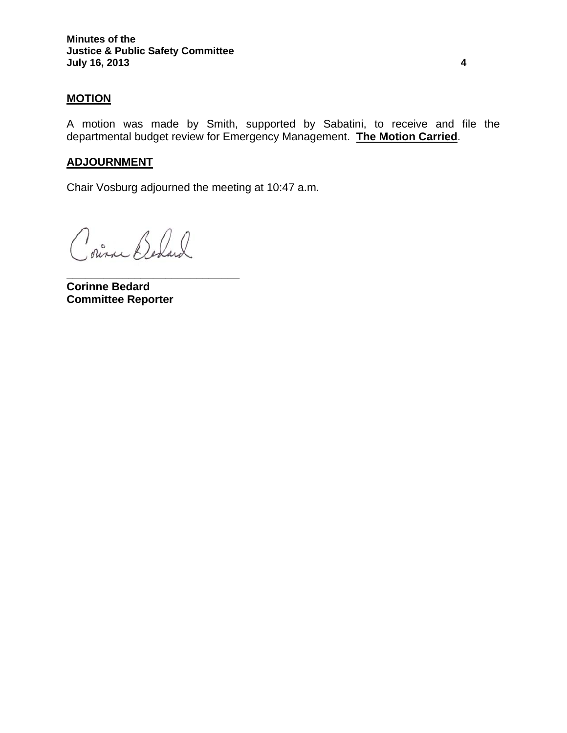**MOTION**

A motion was made by Smith, supported by Sabatini, to receive and file the departmental budget review for Emergency Management. **The Motion Carried**.

**ADJOURNMENT**

Chair Vosburg adjourned the meeting at 10:47 a.m.

\_\_\_\_\_\_\_\_\_\_\_\_\_\_\_\_\_\_\_\_\_\_\_\_\_\_\_\_\_\_
**Corinne Bedard**
**Committee Reporter**